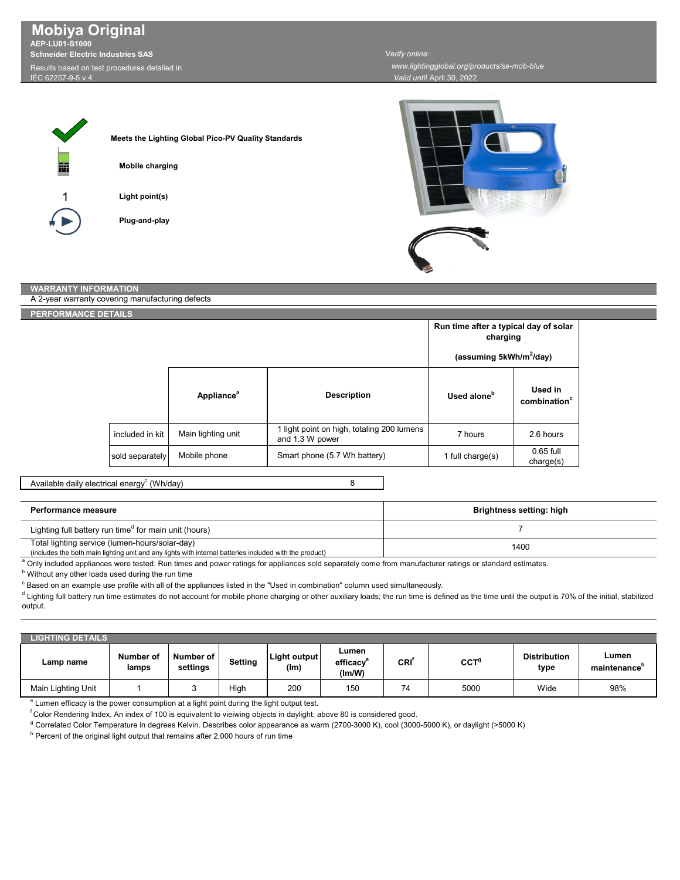# Mobiya Original

**AEP-LU01-S1000**

**Schneider Electric Industries SAS**

Results based on test procedures detailed in IEC 62257-9-5 v.4

*Verify online:*

*www.lightingglobal.org/products/se-mob-blue*

*Valid until* April 30, 2022

**Meets the Lighting Global Pico-PV Quality Standards**

**Mobile charging**

1 **Light point(s)**

**Plug-and-play**

## WARRANTY INFORMATION

A 2-year warranty covering manufacturing defects

## PERFORMANCE DETAILS

| | Appliance[a] | Description | Run time after a typical day of solar charging (assuming $5kWh/m^2/day$): Used alone[b] | Run time after a typical day of solar charging (assuming $5kWh/m^2/day$): Used in combination[c] |
|---|---|---|---|---|
| included in kit | Main lighting unit | 1 light point on high, totaling 200 lumens and 1.3 W power | 7 hours | 2.6 hours |
| sold separately | Mobile phone | Smart phone (5.7 Wh battery) | 1 full charge(s) | 0.65 full charge(s) |

| Available daily electrical energy[c] (Wh/day) | 8 |
|---|---|

| Performance measure | Brightness setting: high |
|---|---|
| Lighting full battery run time[d] for main unit (hours) | 7 |
| Total lighting service (lumen-hours/solar-day) (includes the both main lighting unit and any lights with internal batteries included with the product) | 1400 |

[a] Only included appliances were tested. Run times and power ratings for appliances sold separately come from manufacturer ratings or standard estimates.

[b] Without any other loads used during the run time

[c] Based on an example use profile with all of the appliances listed in the "Used in combination" column used simultaneously.

[d] Lighting full battery run time estimates do not account for mobile phone charging or other auxiliary loads; the run time is defined as the time until the output is 70% of the initial, stabilized output.

## LIGHTING DETAILS

| Lamp name | Number of lamps | Number of settings | Setting | Light output (lm) | Lumen efficacy[e] (lm/W) | CRI[f] | CCT[g] | Distribution type | Lumen maintenance[h] |
|---|---|---|---|---|---|---|---|---|---|
| Main Lighting Unit | 1 | 3 | High | 200 | 150 | 74 | 5000 | Wide | 98% |

[e] Lumen efficacy is the power consumption at a light point during the light output test.

[f] Color Rendering Index. An index of 100 is equivalent to vieiwing objects in daylight; above 80 is considered good.

[g] Correlated Color Temperature in degrees Kelvin. Describes color appearance as warm (2700-3000 K), cool (3000-5000 K), or daylight (>5000 K)

[h] Percent of the original light output that remains after 2,000 hours of run time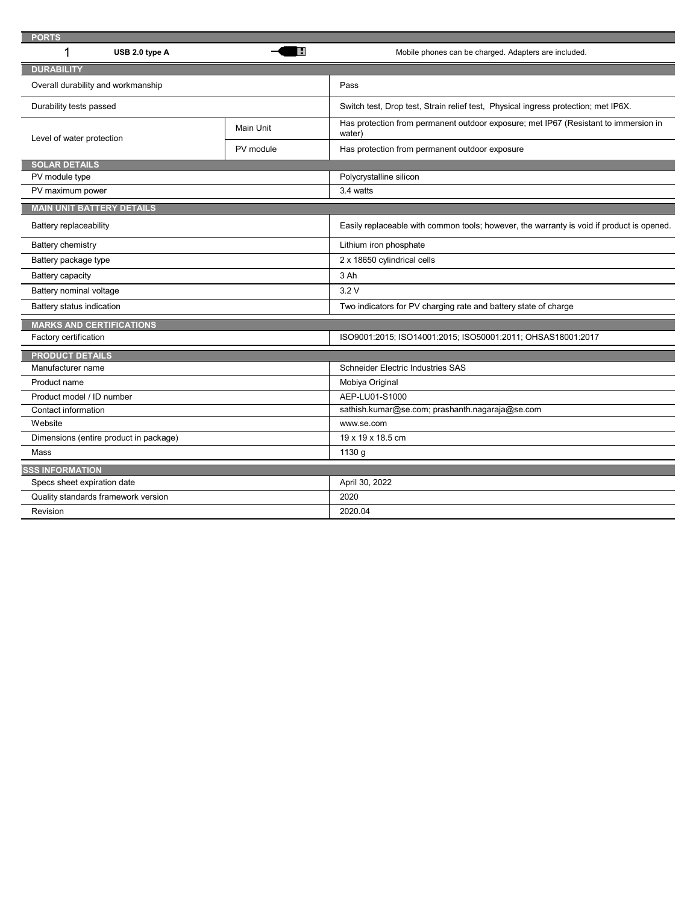## PORTS

| | | | |
|---|---|---|---|
| 1 | USB 2.0 type A | | Mobile phones can be charged. Adapters are included. |

## DURABILITY

| | | |
|---|---|---|
| Overall durability and workmanship | | Pass |
| Durability tests passed | | Switch test, Drop test, Strain relief test, Physical ingress protection; met IP6X. |
| Level of water protection | Main Unit | Has protection from permanent outdoor exposure; met IP67 (Resistant to immersion in water) |
| | PV module | Has protection from permanent outdoor exposure |

## SOLAR DETAILS

| | |
|---|---|
| PV module type | Polycrystalline silicon |
| PV maximum power | 3.4 watts |

## MAIN UNIT BATTERY DETAILS

| | |
|---|---|
| Battery replaceability | Easily replaceable with common tools; however, the warranty is void if product is opened. |
| Battery chemistry | Lithium iron phosphate |
| Battery package type | 2 x 18650 cylindrical cells |
| Battery capacity | 3 Ah |
| Battery nominal voltage | 3.2 V |
| Battery status indication | Two indicators for PV charging rate and battery state of charge |

## MARKS AND CERTIFICATIONS

| | |
|---|---|
| Factory certification | ISO9001:2015; ISO14001:2015; ISO50001:2011; OHSAS18001:2017 |

## PRODUCT DETAILS

| | |
|---|---|
| Manufacturer name | Schneider Electric Industries SAS |
| Product name | Mobiya Original |
| Product model / ID number | AEP-LU01-S1000 |
| Contact information | sathish.kumar@se.com; prashanth.nagaraja@se.com |
| Website | www.se.com |
| Dimensions (entire product in package) | 19 x 19 x 18.5 cm |
| Mass | 1130 g |

## SSS INFORMATION

| | |
|---|---|
| Specs sheet expiration date | April 30, 2022 |
| Quality standards framework version | 2020 |
| Revision | 2020.04 |